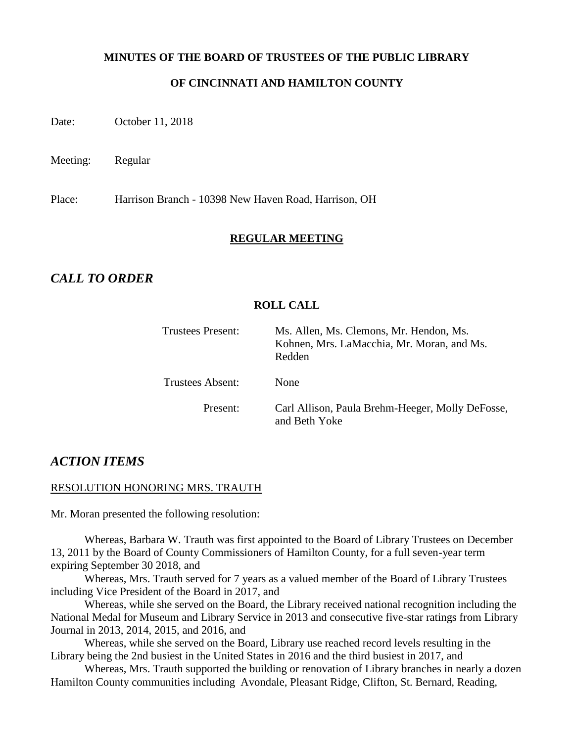**MINUTES OF THE BOARD OF TRUSTEES OF THE PUBLIC LIBRARY**

**OF CINCINNATI AND HAMILTON COUNTY**

Date: October 11, 2018

Meeting: Regular

Place: Harrison Branch - 10398 New Haven Road, Harrison, OH

## REGULAR MEETING

## *CALL TO ORDER*

**ROLL CALL**

| | |
|---|---|
| Trustees Present: | Ms. Allen, Ms. Clemons, Mr. Hendon, Ms. Kohnen, Mrs. LaMacchia, Mr. Moran, and Ms. Redden |
| Trustees Absent: | None |
| Present: | Carl Allison, Paula Brehm-Heeger, Molly DeFosse, and Beth Yoke |

## *ACTION ITEMS*

RESOLUTION HONORING MRS. TRAUTH

Mr. Moran presented the following resolution:

Whereas, Barbara W. Trauth was first appointed to the Board of Library Trustees on December 13, 2011 by the Board of County Commissioners of Hamilton County, for a full seven-year term expiring September 30 2018, and

Whereas, Mrs. Trauth served for 7 years as a valued member of the Board of Library Trustees including Vice President of the Board in 2017, and

Whereas, while she served on the Board, the Library received national recognition including the National Medal for Museum and Library Service in 2013 and consecutive five-star ratings from Library Journal in 2013, 2014, 2015, and 2016, and

Whereas, while she served on the Board, Library use reached record levels resulting in the Library being the 2nd busiest in the United States in 2016 and the third busiest in 2017, and

Whereas, Mrs. Trauth supported the building or renovation of Library branches in nearly a dozen Hamilton County communities including Avondale, Pleasant Ridge, Clifton, St. Bernard, Reading,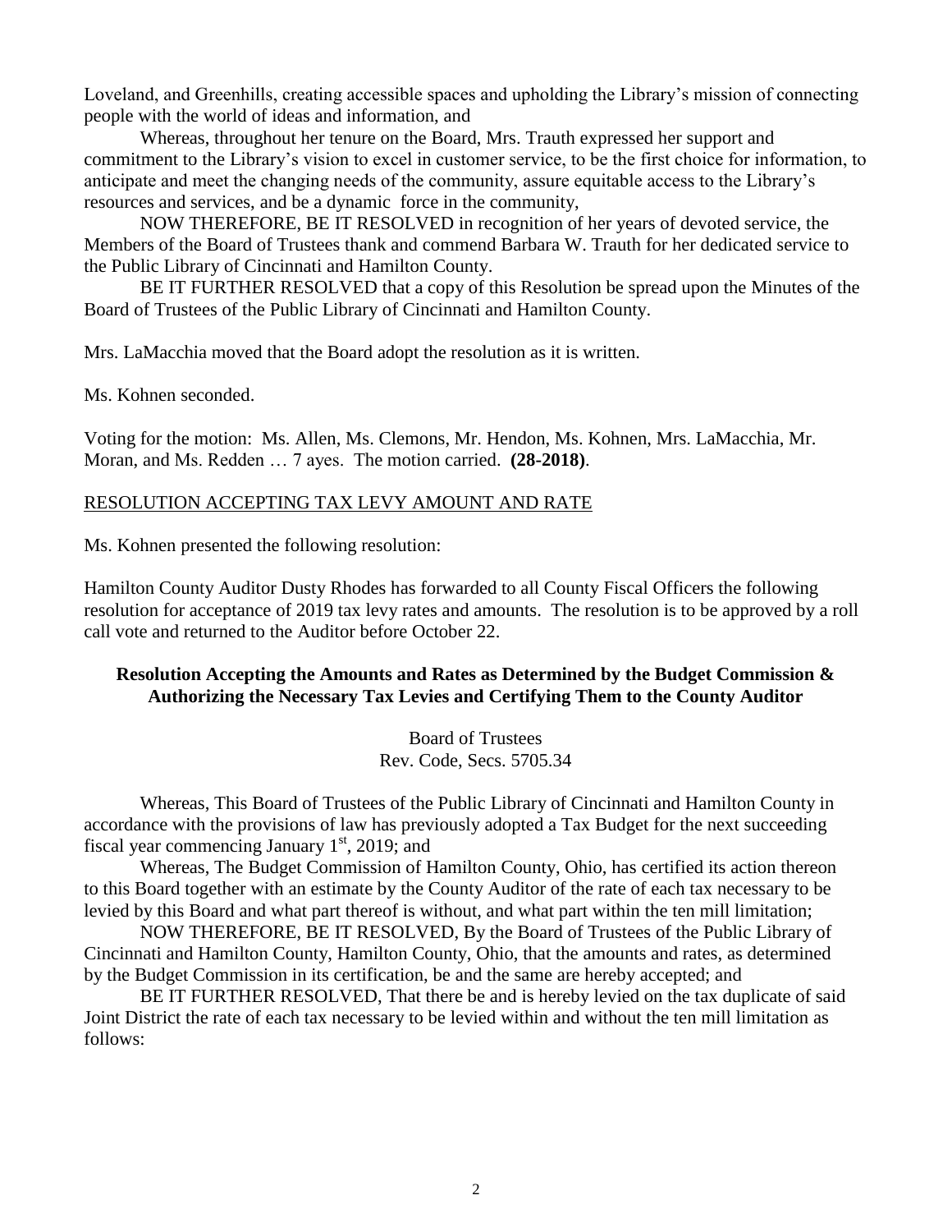Loveland, and Greenhills, creating accessible spaces and upholding the Library's mission of connecting people with the world of ideas and information, and

Whereas, throughout her tenure on the Board, Mrs. Trauth expressed her support and commitment to the Library's vision to excel in customer service, to be the first choice for information, to anticipate and meet the changing needs of the community, assure equitable access to the Library's resources and services, and be a dynamic force in the community,

NOW THEREFORE, BE IT RESOLVED in recognition of her years of devoted service, the Members of the Board of Trustees thank and commend Barbara W. Trauth for her dedicated service to the Public Library of Cincinnati and Hamilton County.

BE IT FURTHER RESOLVED that a copy of this Resolution be spread upon the Minutes of the Board of Trustees of the Public Library of Cincinnati and Hamilton County.

Mrs. LaMacchia moved that the Board adopt the resolution as it is written.

Ms. Kohnen seconded.

Voting for the motion: Ms. Allen, Ms. Clemons, Mr. Hendon, Ms. Kohnen, Mrs. LaMacchia, Mr. Moran, and Ms. Redden … 7 ayes. The motion carried. **(28-2018)**.

RESOLUTION ACCEPTING TAX LEVY AMOUNT AND RATE

Ms. Kohnen presented the following resolution:

Hamilton County Auditor Dusty Rhodes has forwarded to all County Fiscal Officers the following resolution for acceptance of 2019 tax levy rates and amounts. The resolution is to be approved by a roll call vote and returned to the Auditor before October 22.

**Resolution Accepting the Amounts and Rates as Determined by the Budget Commission & Authorizing the Necessary Tax Levies and Certifying Them to the County Auditor**

Board of Trustees
Rev. Code, Secs. 5705.34

Whereas, This Board of Trustees of the Public Library of Cincinnati and Hamilton County in accordance with the provisions of law has previously adopted a Tax Budget for the next succeeding fiscal year commencing January 1st, 2019; and

Whereas, The Budget Commission of Hamilton County, Ohio, has certified its action thereon to this Board together with an estimate by the County Auditor of the rate of each tax necessary to be levied by this Board and what part thereof is without, and what part within the ten mill limitation;

NOW THEREFORE, BE IT RESOLVED, By the Board of Trustees of the Public Library of Cincinnati and Hamilton County, Hamilton County, Ohio, that the amounts and rates, as determined by the Budget Commission in its certification, be and the same are hereby accepted; and

BE IT FURTHER RESOLVED, That there be and is hereby levied on the tax duplicate of said Joint District the rate of each tax necessary to be levied within and without the ten mill limitation as follows: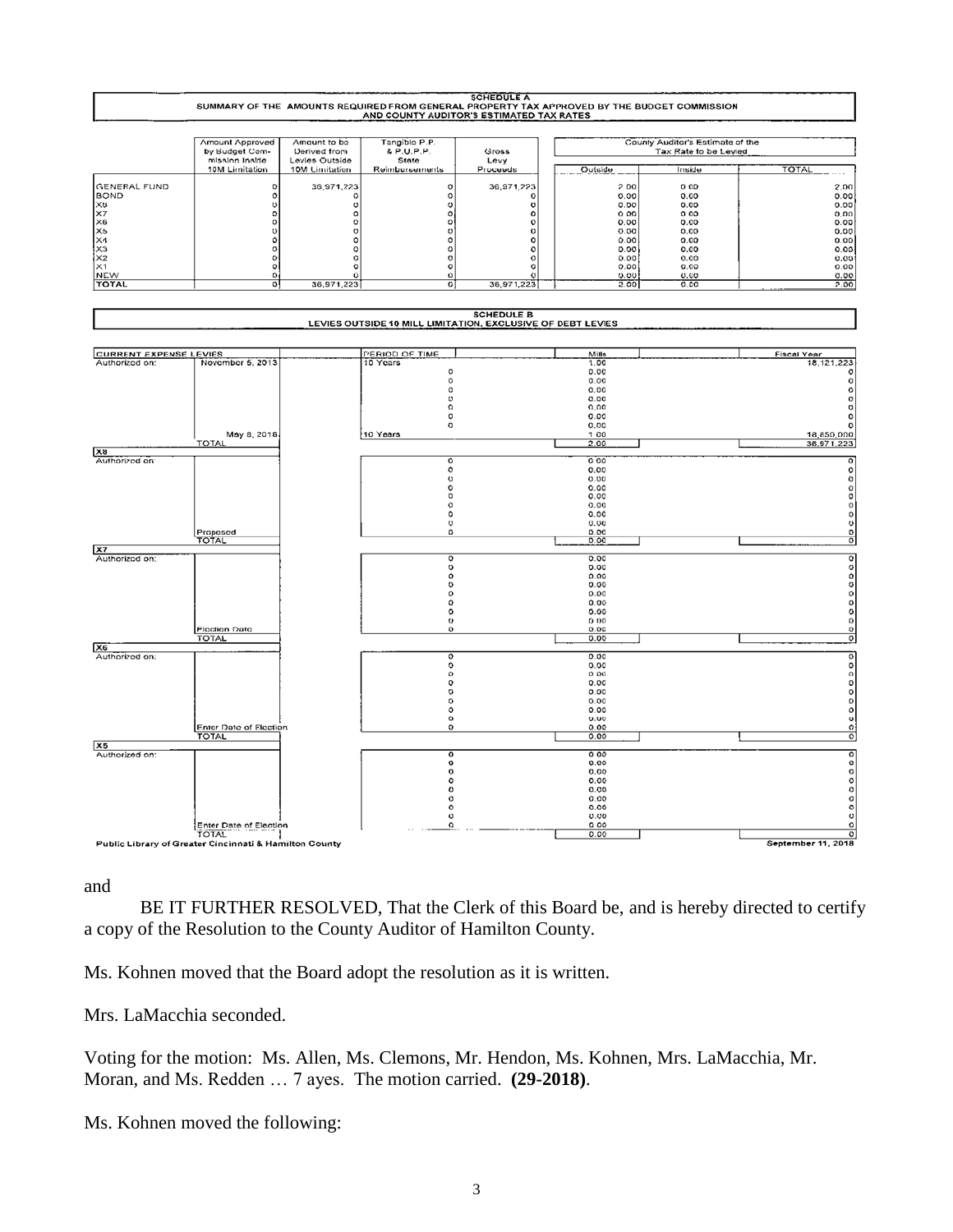## SCHEDULE A
### SUMMARY OF THE AMOUNTS REQUIRED FROM GENERAL PROPERTY TAX APPROVED BY THE BUDGET COMMISSION AND COUNTY AUDITOR'S ESTIMATED TAX RATES

| | Amount Approved by Budget Commission Inside 10M Limitation | Amount to be Derived from Levies Outside 10M Limitation | Tangible P.P. & P.U.P.P. State Reimbursements | Gross Levy Proceeds | County Auditor's Estimate of the Tax Rate to be Levied | | |
|---|---|---|---|---|---|---|---|
| | | | | | Outside | Inside | TOTAL |
| GENERAL FUND | 0 | 36,971,223 | 0 | 36,971,223 | 2.00 | 0.00 | 2.00 |
| BOND | 0 | 0 | 0 | 0 | 0.00 | 0.00 | 0.00 |
| X8 | 0 | 0 | 0 | 0 | 0.00 | 0.00 | 0.00 |
| X7 | 0 | 0 | 0 | 0 | 0.00 | 0.00 | 0.00 |
| X6 | 0 | 0 | 0 | 0 | 0.00 | 0.00 | 0.00 |
| X5 | 0 | 0 | 0 | 0 | 0.00 | 0.00 | 0.00 |
| X4 | 0 | 0 | 0 | 0 | 0.00 | 0.00 | 0.00 |
| X3 | 0 | 0 | 0 | 0 | 0.00 | 0.00 | 0.00 |
| X2 | 0 | 0 | 0 | 0 | 0.00 | 0.00 | 0.00 |
| X1 | 0 | 0 | 0 | 0 | 0.00 | 0.00 | 0.00 |
| NEW | 0 | 0 | 0 | 0 | 0.00 | 0.00 | 0.00 |
| TOTAL | 0 | 36,971,223 | 0 | 36,971,223 | 2.00 | 0.00 | 2.00 |

## SCHEDULE B
### LEVIES OUTSIDE 10 MILL LIMITATION, EXCLUSIVE OF DEBT LEVIES

| CURRENT EXPENSE LEVIES | | PERIOD OF TIME | Mills | Fiscal Year |
|---|---|---|---|---|
| Authorized on: | November 5, 2013 | 10 Years | 1.00 | 18,121,223 |
| | | 0 | 0.00 | 0 |
| | | 0 | 0.00 | 0 |
| | | 0 | 0.00 | 0 |
| | | 0 | 0.00 | 0 |
| | | 0 | 0.00 | 0 |
| | | 0 | 0.00 | 0 |
| | | 0 | 0.00 | 0 |
| | May 8, 2018 | 10 Years | 1.00 | 18,850,000 |
| | TOTAL | | 2.00 | 36,971,223 |
| **X8** | | | | |
| Authorized on: | | 0 | 0.00 | 0 |
| | | 0 | 0.00 | 0 |
| | | 0 | 0.00 | 0 |
| | | 0 | 0.00 | 0 |
| | | 0 | 0.00 | 0 |
| | | 0 | 0.00 | 0 |
| | | 0 | 0.00 | 0 |
| | | 0 | 0.00 | 0 |
| | Proposed | 0 | 0.00 | 0 |
| | TOTAL | | 0.00 | 0 |
| **X7** | | | | |
| Authorized on: | | 0 | 0.00 | 0 |
| | | 0 | 0.00 | 0 |
| | | 0 | 0.00 | 0 |
| | | 0 | 0.00 | 0 |
| | | 0 | 0.00 | 0 |
| | | 0 | 0.00 | 0 |
| | | 0 | 0.00 | 0 |
| | | 0 | 0.00 | 0 |
| | Election Date | 0 | 0.00 | 0 |
| | TOTAL | | 0.00 | 0 |
| **X6** | | | | |
| Authorized on: | | 0 | 0.00 | 0 |
| | | 0 | 0.00 | 0 |
| | | 0 | 0.00 | 0 |
| | | 0 | 0.00 | 0 |
| | | 0 | 0.00 | 0 |
| | | 0 | 0.00 | 0 |
| | | 0 | 0.00 | 0 |
| | | 0 | 0.00 | 0 |
| | Enter Date of Election | 0 | 0.00 | 0 |
| | TOTAL | | 0.00 | 0 |
| **X5** | | | | |
| Authorized on: | | 0 | 0.00 | 0 |
| | | 0 | 0.00 | 0 |
| | | 0 | 0.00 | 0 |
| | | 0 | 0.00 | 0 |
| | | 0 | 0.00 | 0 |
| | | 0 | 0.00 | 0 |
| | | 0 | 0.00 | 0 |
| | | 0 | 0.00 | 0 |
| | Enter Date of Election | 0 | 0.00 | 0 |
| | TOTAL | | 0.00 | 0 |

Public Library of Greater Cincinnati & Hamilton County — September 11, 2018

and

BE IT FURTHER RESOLVED, That the Clerk of this Board be, and is hereby directed to certify a copy of the Resolution to the County Auditor of Hamilton County.

Ms. Kohnen moved that the Board adopt the resolution as it is written.

Mrs. LaMacchia seconded.

Voting for the motion: Ms. Allen, Ms. Clemons, Mr. Hendon, Ms. Kohnen, Mrs. LaMacchia, Mr. Moran, and Ms. Redden … 7 ayes. The motion carried. **(29-2018)**.

Ms. Kohnen moved the following: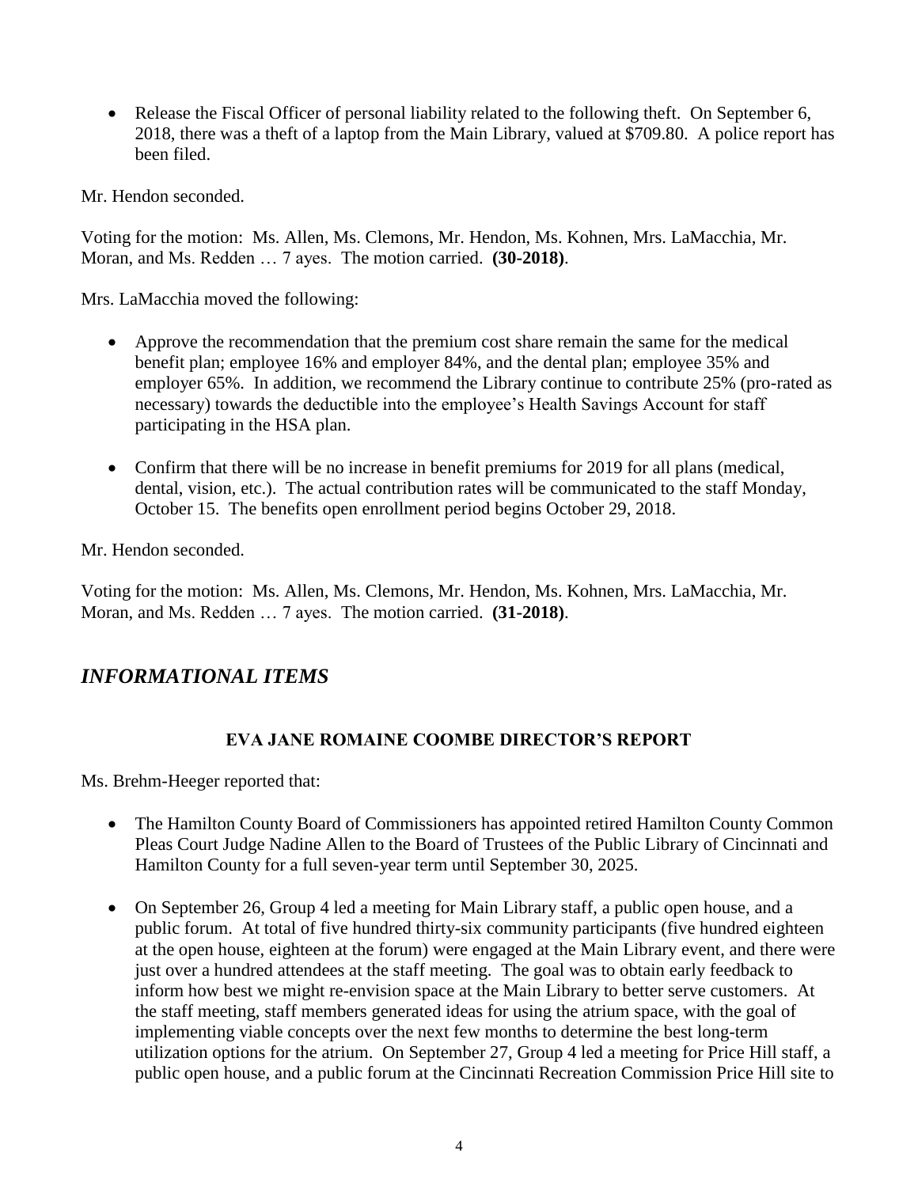- Release the Fiscal Officer of personal liability related to the following theft. On September 6, 2018, there was a theft of a laptop from the Main Library, valued at $709.80. A police report has been filed.

Mr. Hendon seconded.

Voting for the motion: Ms. Allen, Ms. Clemons, Mr. Hendon, Ms. Kohnen, Mrs. LaMacchia, Mr. Moran, and Ms. Redden … 7 ayes. The motion carried. **(30-2018)**.

Mrs. LaMacchia moved the following:

- Approve the recommendation that the premium cost share remain the same for the medical benefit plan; employee 16% and employer 84%, and the dental plan; employee 35% and employer 65%. In addition, we recommend the Library continue to contribute 25% (pro-rated as necessary) towards the deductible into the employee's Health Savings Account for staff participating in the HSA plan.

- Confirm that there will be no increase in benefit premiums for 2019 for all plans (medical, dental, vision, etc.). The actual contribution rates will be communicated to the staff Monday, October 15. The benefits open enrollment period begins October 29, 2018.

Mr. Hendon seconded.

Voting for the motion: Ms. Allen, Ms. Clemons, Mr. Hendon, Ms. Kohnen, Mrs. LaMacchia, Mr. Moran, and Ms. Redden … 7 ayes. The motion carried. **(31-2018)**.

## *INFORMATIONAL ITEMS*

### EVA JANE ROMAINE COOMBE DIRECTOR'S REPORT

Ms. Brehm-Heeger reported that:

- The Hamilton County Board of Commissioners has appointed retired Hamilton County Common Pleas Court Judge Nadine Allen to the Board of Trustees of the Public Library of Cincinnati and Hamilton County for a full seven-year term until September 30, 2025.

- On September 26, Group 4 led a meeting for Main Library staff, a public open house, and a public forum. At total of five hundred thirty-six community participants (five hundred eighteen at the open house, eighteen at the forum) were engaged at the Main Library event, and there were just over a hundred attendees at the staff meeting. The goal was to obtain early feedback to inform how best we might re-envision space at the Main Library to better serve customers. At the staff meeting, staff members generated ideas for using the atrium space, with the goal of implementing viable concepts over the next few months to determine the best long-term utilization options for the atrium. On September 27, Group 4 led a meeting for Price Hill staff, a public open house, and a public forum at the Cincinnati Recreation Commission Price Hill site to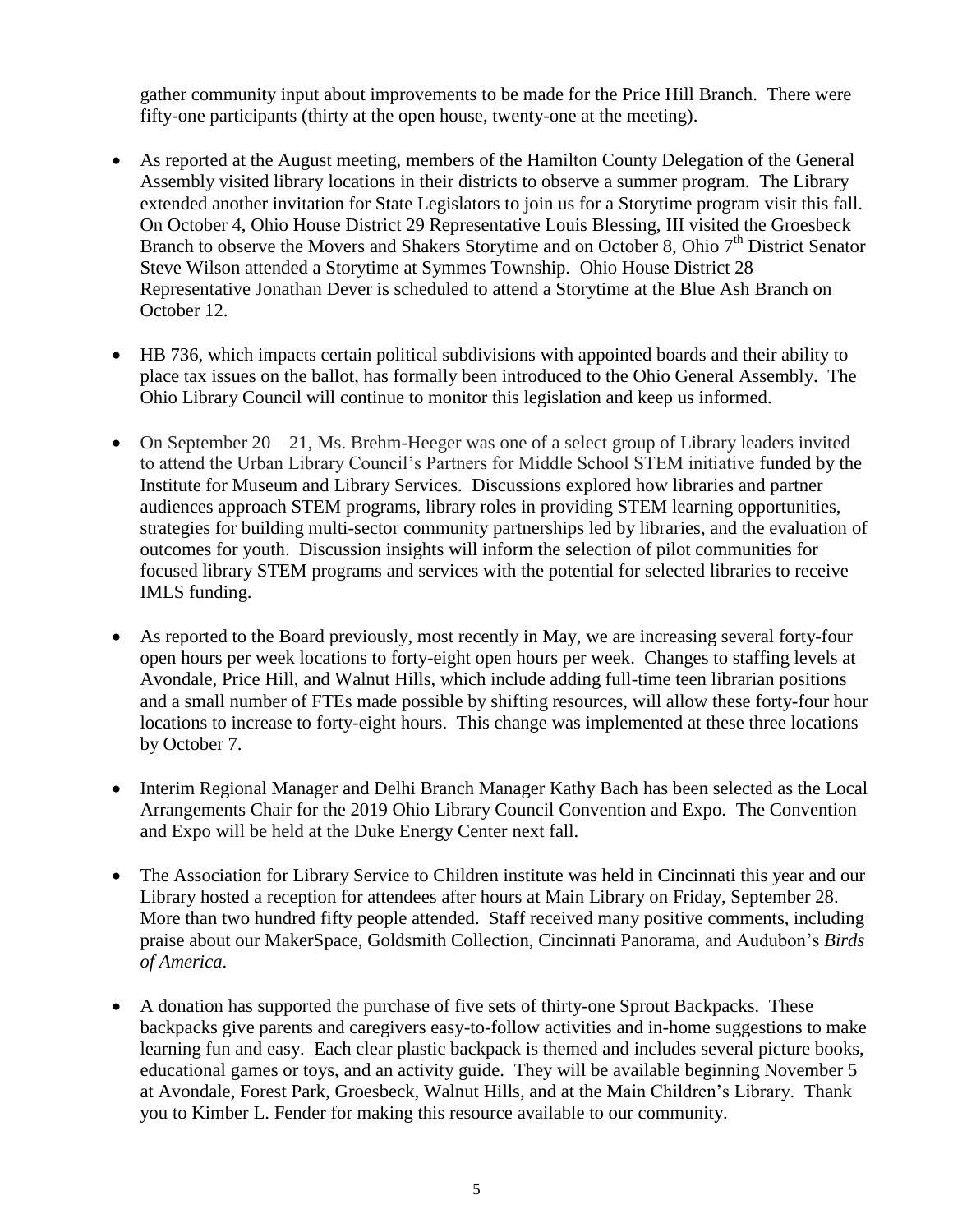gather community input about improvements to be made for the Price Hill Branch. There were fifty-one participants (thirty at the open house, twenty-one at the meeting).

- As reported at the August meeting, members of the Hamilton County Delegation of the General Assembly visited library locations in their districts to observe a summer program. The Library extended another invitation for State Legislators to join us for a Storytime program visit this fall. On October 4, Ohio House District 29 Representative Louis Blessing, III visited the Groesbeck Branch to observe the Movers and Shakers Storytime and on October 8, Ohio 7th District Senator Steve Wilson attended a Storytime at Symmes Township. Ohio House District 28 Representative Jonathan Dever is scheduled to attend a Storytime at the Blue Ash Branch on October 12.

- HB 736, which impacts certain political subdivisions with appointed boards and their ability to place tax issues on the ballot, has formally been introduced to the Ohio General Assembly. The Ohio Library Council will continue to monitor this legislation and keep us informed.

- On September 20 – 21, Ms. Brehm-Heeger was one of a select group of Library leaders invited to attend the Urban Library Council's Partners for Middle School STEM initiative funded by the Institute for Museum and Library Services. Discussions explored how libraries and partner audiences approach STEM programs, library roles in providing STEM learning opportunities, strategies for building multi-sector community partnerships led by libraries, and the evaluation of outcomes for youth. Discussion insights will inform the selection of pilot communities for focused library STEM programs and services with the potential for selected libraries to receive IMLS funding.

- As reported to the Board previously, most recently in May, we are increasing several forty-four open hours per week locations to forty-eight open hours per week. Changes to staffing levels at Avondale, Price Hill, and Walnut Hills, which include adding full-time teen librarian positions and a small number of FTEs made possible by shifting resources, will allow these forty-four hour locations to increase to forty-eight hours. This change was implemented at these three locations by October 7.

- Interim Regional Manager and Delhi Branch Manager Kathy Bach has been selected as the Local Arrangements Chair for the 2019 Ohio Library Council Convention and Expo. The Convention and Expo will be held at the Duke Energy Center next fall.

- The Association for Library Service to Children institute was held in Cincinnati this year and our Library hosted a reception for attendees after hours at Main Library on Friday, September 28. More than two hundred fifty people attended. Staff received many positive comments, including praise about our MakerSpace, Goldsmith Collection, Cincinnati Panorama, and Audubon's *Birds of America*.

- A donation has supported the purchase of five sets of thirty-one Sprout Backpacks. These backpacks give parents and caregivers easy-to-follow activities and in-home suggestions to make learning fun and easy. Each clear plastic backpack is themed and includes several picture books, educational games or toys, and an activity guide. They will be available beginning November 5 at Avondale, Forest Park, Groesbeck, Walnut Hills, and at the Main Children's Library. Thank you to Kimber L. Fender for making this resource available to our community.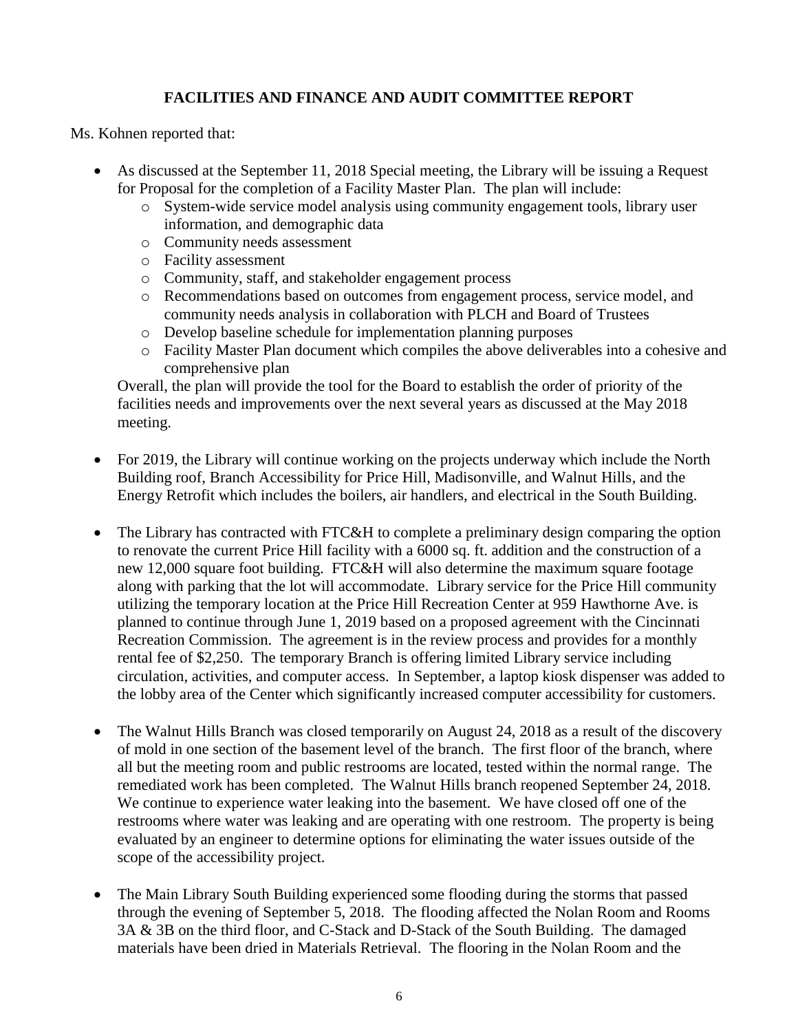## FACILITIES AND FINANCE AND AUDIT COMMITTEE REPORT

Ms. Kohnen reported that:

- As discussed at the September 11, 2018 Special meeting, the Library will be issuing a Request for Proposal for the completion of a Facility Master Plan. The plan will include:
  - System-wide service model analysis using community engagement tools, library user information, and demographic data
  - Community needs assessment
  - Facility assessment
  - Community, staff, and stakeholder engagement process
  - Recommendations based on outcomes from engagement process, service model, and community needs analysis in collaboration with PLCH and Board of Trustees
  - Develop baseline schedule for implementation planning purposes
  - Facility Master Plan document which compiles the above deliverables into a cohesive and comprehensive plan

  Overall, the plan will provide the tool for the Board to establish the order of priority of the facilities needs and improvements over the next several years as discussed at the May 2018 meeting.

- For 2019, the Library will continue working on the projects underway which include the North Building roof, Branch Accessibility for Price Hill, Madisonville, and Walnut Hills, and the Energy Retrofit which includes the boilers, air handlers, and electrical in the South Building.

- The Library has contracted with FTC&H to complete a preliminary design comparing the option to renovate the current Price Hill facility with a 6000 sq. ft. addition and the construction of a new 12,000 square foot building. FTC&H will also determine the maximum square footage along with parking that the lot will accommodate. Library service for the Price Hill community utilizing the temporary location at the Price Hill Recreation Center at 959 Hawthorne Ave. is planned to continue through June 1, 2019 based on a proposed agreement with the Cincinnati Recreation Commission. The agreement is in the review process and provides for a monthly rental fee of $2,250. The temporary Branch is offering limited Library service including circulation, activities, and computer access. In September, a laptop kiosk dispenser was added to the lobby area of the Center which significantly increased computer accessibility for customers.

- The Walnut Hills Branch was closed temporarily on August 24, 2018 as a result of the discovery of mold in one section of the basement level of the branch. The first floor of the branch, where all but the meeting room and public restrooms are located, tested within the normal range. The remediated work has been completed. The Walnut Hills branch reopened September 24, 2018. We continue to experience water leaking into the basement. We have closed off one of the restrooms where water was leaking and are operating with one restroom. The property is being evaluated by an engineer to determine options for eliminating the water issues outside of the scope of the accessibility project.

- The Main Library South Building experienced some flooding during the storms that passed through the evening of September 5, 2018. The flooding affected the Nolan Room and Rooms 3A & 3B on the third floor, and C-Stack and D-Stack of the South Building. The damaged materials have been dried in Materials Retrieval. The flooring in the Nolan Room and the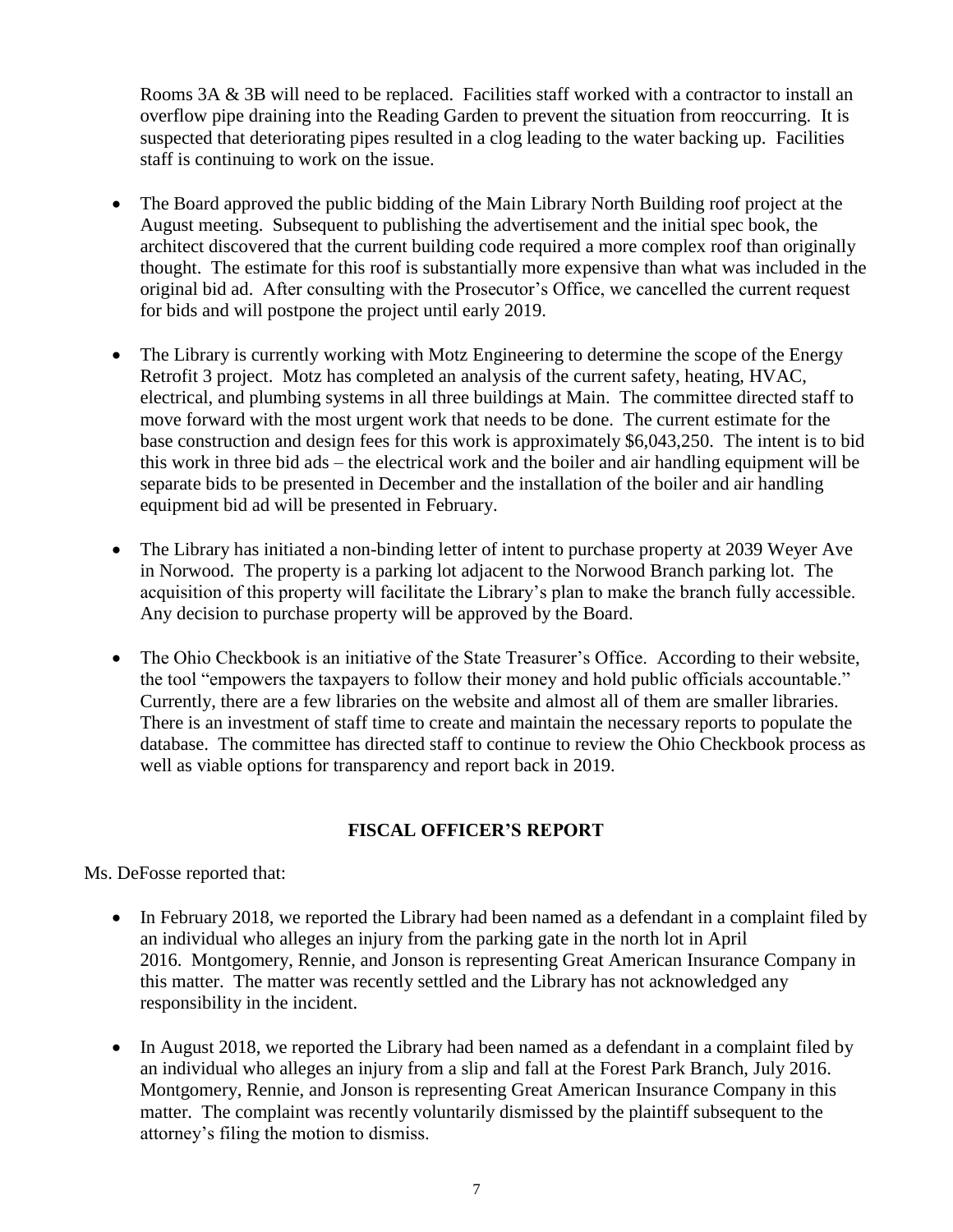Rooms 3A & 3B will need to be replaced. Facilities staff worked with a contractor to install an overflow pipe draining into the Reading Garden to prevent the situation from reoccurring. It is suspected that deteriorating pipes resulted in a clog leading to the water backing up. Facilities staff is continuing to work on the issue.

- The Board approved the public bidding of the Main Library North Building roof project at the August meeting. Subsequent to publishing the advertisement and the initial spec book, the architect discovered that the current building code required a more complex roof than originally thought. The estimate for this roof is substantially more expensive than what was included in the original bid ad. After consulting with the Prosecutor's Office, we cancelled the current request for bids and will postpone the project until early 2019.

- The Library is currently working with Motz Engineering to determine the scope of the Energy Retrofit 3 project. Motz has completed an analysis of the current safety, heating, HVAC, electrical, and plumbing systems in all three buildings at Main. The committee directed staff to move forward with the most urgent work that needs to be done. The current estimate for the base construction and design fees for this work is approximately $6,043,250. The intent is to bid this work in three bid ads – the electrical work and the boiler and air handling equipment will be separate bids to be presented in December and the installation of the boiler and air handling equipment bid ad will be presented in February.

- The Library has initiated a non-binding letter of intent to purchase property at 2039 Weyer Ave in Norwood. The property is a parking lot adjacent to the Norwood Branch parking lot. The acquisition of this property will facilitate the Library's plan to make the branch fully accessible. Any decision to purchase property will be approved by the Board.

- The Ohio Checkbook is an initiative of the State Treasurer's Office. According to their website, the tool "empowers the taxpayers to follow their money and hold public officials accountable." Currently, there are a few libraries on the website and almost all of them are smaller libraries. There is an investment of staff time to create and maintain the necessary reports to populate the database. The committee has directed staff to continue to review the Ohio Checkbook process as well as viable options for transparency and report back in 2019.

## FISCAL OFFICER'S REPORT

Ms. DeFosse reported that:

- In February 2018, we reported the Library had been named as a defendant in a complaint filed by an individual who alleges an injury from the parking gate in the north lot in April 2016. Montgomery, Rennie, and Jonson is representing Great American Insurance Company in this matter. The matter was recently settled and the Library has not acknowledged any responsibility in the incident.

- In August 2018, we reported the Library had been named as a defendant in a complaint filed by an individual who alleges an injury from a slip and fall at the Forest Park Branch, July 2016. Montgomery, Rennie, and Jonson is representing Great American Insurance Company in this matter. The complaint was recently voluntarily dismissed by the plaintiff subsequent to the attorney's filing the motion to dismiss.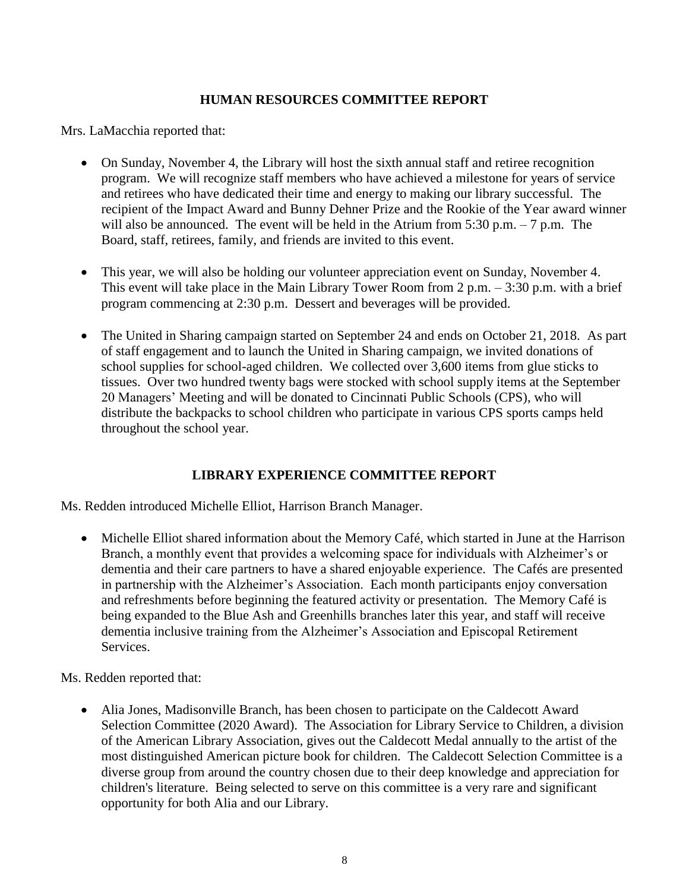## HUMAN RESOURCES COMMITTEE REPORT

Mrs. LaMacchia reported that:

- On Sunday, November 4, the Library will host the sixth annual staff and retiree recognition program. We will recognize staff members who have achieved a milestone for years of service and retirees who have dedicated their time and energy to making our library successful. The recipient of the Impact Award and Bunny Dehner Prize and the Rookie of the Year award winner will also be announced. The event will be held in the Atrium from 5:30 p.m. – 7 p.m. The Board, staff, retirees, family, and friends are invited to this event.
- This year, we will also be holding our volunteer appreciation event on Sunday, November 4. This event will take place in the Main Library Tower Room from 2 p.m. – 3:30 p.m. with a brief program commencing at 2:30 p.m. Dessert and beverages will be provided.
- The United in Sharing campaign started on September 24 and ends on October 21, 2018. As part of staff engagement and to launch the United in Sharing campaign, we invited donations of school supplies for school-aged children. We collected over 3,600 items from glue sticks to tissues. Over two hundred twenty bags were stocked with school supply items at the September 20 Managers' Meeting and will be donated to Cincinnati Public Schools (CPS), who will distribute the backpacks to school children who participate in various CPS sports camps held throughout the school year.

## LIBRARY EXPERIENCE COMMITTEE REPORT

Ms. Redden introduced Michelle Elliot, Harrison Branch Manager.

- Michelle Elliot shared information about the Memory Café, which started in June at the Harrison Branch, a monthly event that provides a welcoming space for individuals with Alzheimer's or dementia and their care partners to have a shared enjoyable experience. The Cafés are presented in partnership with the Alzheimer's Association. Each month participants enjoy conversation and refreshments before beginning the featured activity or presentation. The Memory Café is being expanded to the Blue Ash and Greenhills branches later this year, and staff will receive dementia inclusive training from the Alzheimer's Association and Episcopal Retirement Services.

Ms. Redden reported that:

- Alia Jones, Madisonville Branch, has been chosen to participate on the Caldecott Award Selection Committee (2020 Award). The Association for Library Service to Children, a division of the American Library Association, gives out the Caldecott Medal annually to the artist of the most distinguished American picture book for children. The Caldecott Selection Committee is a diverse group from around the country chosen due to their deep knowledge and appreciation for children's literature. Being selected to serve on this committee is a very rare and significant opportunity for both Alia and our Library.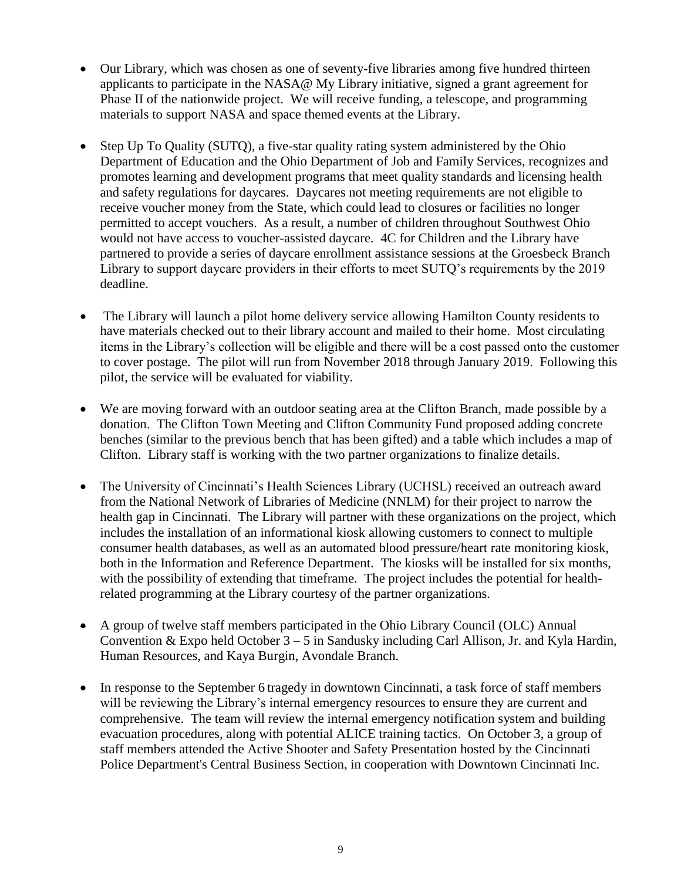- Our Library, which was chosen as one of seventy-five libraries among five hundred thirteen applicants to participate in the NASA@ My Library initiative, signed a grant agreement for Phase II of the nationwide project. We will receive funding, a telescope, and programming materials to support NASA and space themed events at the Library.

- Step Up To Quality (SUTQ), a five-star quality rating system administered by the Ohio Department of Education and the Ohio Department of Job and Family Services, recognizes and promotes learning and development programs that meet quality standards and licensing health and safety regulations for daycares. Daycares not meeting requirements are not eligible to receive voucher money from the State, which could lead to closures or facilities no longer permitted to accept vouchers. As a result, a number of children throughout Southwest Ohio would not have access to voucher-assisted daycare. 4C for Children and the Library have partnered to provide a series of daycare enrollment assistance sessions at the Groesbeck Branch Library to support daycare providers in their efforts to meet SUTQ's requirements by the 2019 deadline.

- The Library will launch a pilot home delivery service allowing Hamilton County residents to have materials checked out to their library account and mailed to their home. Most circulating items in the Library's collection will be eligible and there will be a cost passed onto the customer to cover postage. The pilot will run from November 2018 through January 2019. Following this pilot, the service will be evaluated for viability.

- We are moving forward with an outdoor seating area at the Clifton Branch, made possible by a donation. The Clifton Town Meeting and Clifton Community Fund proposed adding concrete benches (similar to the previous bench that has been gifted) and a table which includes a map of Clifton. Library staff is working with the two partner organizations to finalize details.

- The University of Cincinnati's Health Sciences Library (UCHSL) received an outreach award from the National Network of Libraries of Medicine (NNLM) for their project to narrow the health gap in Cincinnati. The Library will partner with these organizations on the project, which includes the installation of an informational kiosk allowing customers to connect to multiple consumer health databases, as well as an automated blood pressure/heart rate monitoring kiosk, both in the Information and Reference Department. The kiosks will be installed for six months, with the possibility of extending that timeframe. The project includes the potential for health-related programming at the Library courtesy of the partner organizations.

- A group of twelve staff members participated in the Ohio Library Council (OLC) Annual Convention & Expo held October 3 – 5 in Sandusky including Carl Allison, Jr. and Kyla Hardin, Human Resources, and Kaya Burgin, Avondale Branch.

- In response to the September 6 tragedy in downtown Cincinnati, a task force of staff members will be reviewing the Library's internal emergency resources to ensure they are current and comprehensive. The team will review the internal emergency notification system and building evacuation procedures, along with potential ALICE training tactics. On October 3, a group of staff members attended the Active Shooter and Safety Presentation hosted by the Cincinnati Police Department's Central Business Section, in cooperation with Downtown Cincinnati Inc.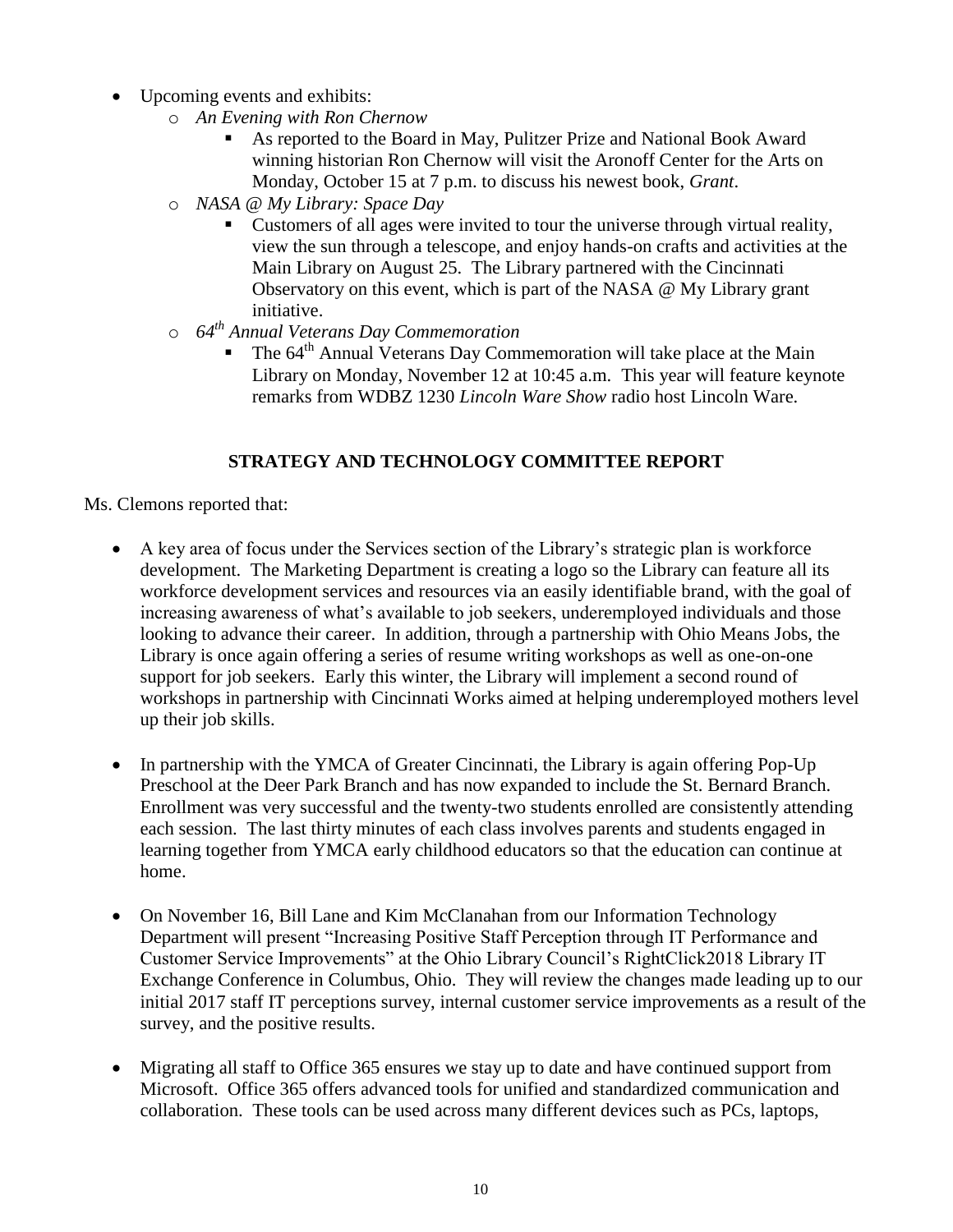- Upcoming events and exhibits:
  - *An Evening with Ron Chernow*
    - As reported to the Board in May, Pulitzer Prize and National Book Award winning historian Ron Chernow will visit the Aronoff Center for the Arts on Monday, October 15 at 7 p.m. to discuss his newest book, *Grant*.
  - *NASA @ My Library: Space Day*
    - Customers of all ages were invited to tour the universe through virtual reality, view the sun through a telescope, and enjoy hands-on crafts and activities at the Main Library on August 25. The Library partnered with the Cincinnati Observatory on this event, which is part of the NASA @ My Library grant initiative.
  - *64th Annual Veterans Day Commemoration*
    - The 64th Annual Veterans Day Commemoration will take place at the Main Library on Monday, November 12 at 10:45 a.m. This year will feature keynote remarks from WDBZ 1230 *Lincoln Ware Show* radio host Lincoln Ware.

## STRATEGY AND TECHNOLOGY COMMITTEE REPORT

Ms. Clemons reported that:

- A key area of focus under the Services section of the Library's strategic plan is workforce development. The Marketing Department is creating a logo so the Library can feature all its workforce development services and resources via an easily identifiable brand, with the goal of increasing awareness of what's available to job seekers, underemployed individuals and those looking to advance their career. In addition, through a partnership with Ohio Means Jobs, the Library is once again offering a series of resume writing workshops as well as one-on-one support for job seekers. Early this winter, the Library will implement a second round of workshops in partnership with Cincinnati Works aimed at helping underemployed mothers level up their job skills.

- In partnership with the YMCA of Greater Cincinnati, the Library is again offering Pop-Up Preschool at the Deer Park Branch and has now expanded to include the St. Bernard Branch. Enrollment was very successful and the twenty-two students enrolled are consistently attending each session. The last thirty minutes of each class involves parents and students engaged in learning together from YMCA early childhood educators so that the education can continue at home.

- On November 16, Bill Lane and Kim McClanahan from our Information Technology Department will present "Increasing Positive Staff Perception through IT Performance and Customer Service Improvements" at the Ohio Library Council's RightClick2018 Library IT Exchange Conference in Columbus, Ohio. They will review the changes made leading up to our initial 2017 staff IT perceptions survey, internal customer service improvements as a result of the survey, and the positive results.

- Migrating all staff to Office 365 ensures we stay up to date and have continued support from Microsoft. Office 365 offers advanced tools for unified and standardized communication and collaboration. These tools can be used across many different devices such as PCs, laptops,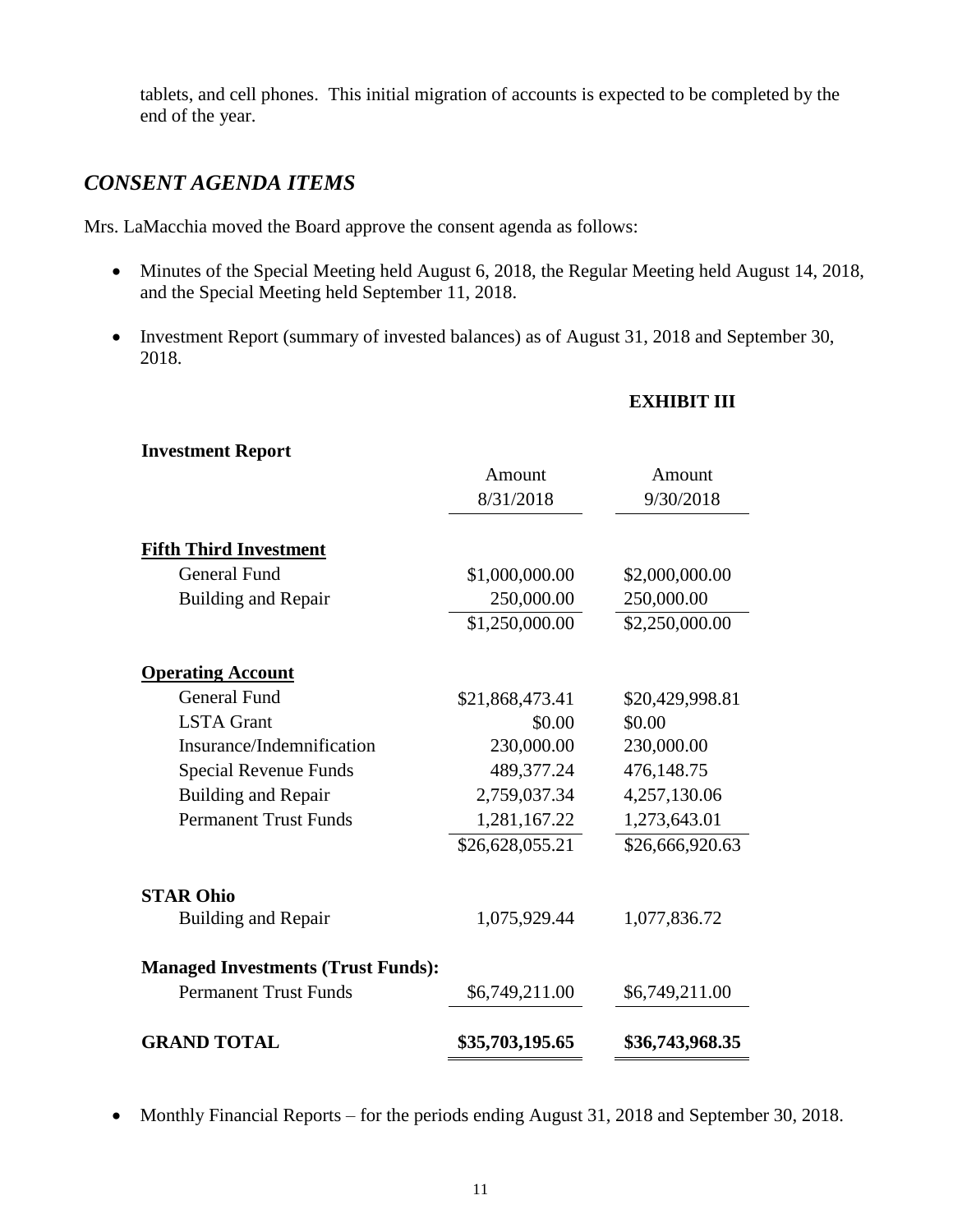tablets, and cell phones. This initial migration of accounts is expected to be completed by the end of the year.

## *CONSENT AGENDA ITEMS*

Mrs. LaMacchia moved the Board approve the consent agenda as follows:

- Minutes of the Special Meeting held August 6, 2018, the Regular Meeting held August 14, 2018, and the Special Meeting held September 11, 2018.
- Investment Report (summary of invested balances) as of August 31, 2018 and September 30, 2018.

**EXHIBIT III**

| **Investment Report** | Amount 8/31/2018 | Amount 9/30/2018 |
|---|---|---|
| **Fifth Third Investment** | | |
| General Fund | $1,000,000.00 | $2,000,000.00 |
| Building and Repair | 250,000.00 | 250,000.00 |
| | $1,250,000.00 | $2,250,000.00 |
| **Operating Account** | | |
| General Fund | $21,868,473.41 | $20,429,998.81 |
| LSTA Grant | $0.00 | $0.00 |
| Insurance/Indemnification | 230,000.00 | 230,000.00 |
| Special Revenue Funds | 489,377.24 | 476,148.75 |
| Building and Repair | 2,759,037.34 | 4,257,130.06 |
| Permanent Trust Funds | 1,281,167.22 | 1,273,643.01 |
| | $26,628,055.21 | $26,666,920.63 |
| **STAR Ohio** | | |
| Building and Repair | 1,075,929.44 | 1,077,836.72 |
| **Managed Investments (Trust Funds):** | | |
| Permanent Trust Funds | $6,749,211.00 | $6,749,211.00 |
| **GRAND TOTAL** | **$35,703,195.65** | **$36,743,968.35** |

- Monthly Financial Reports – for the periods ending August 31, 2018 and September 30, 2018.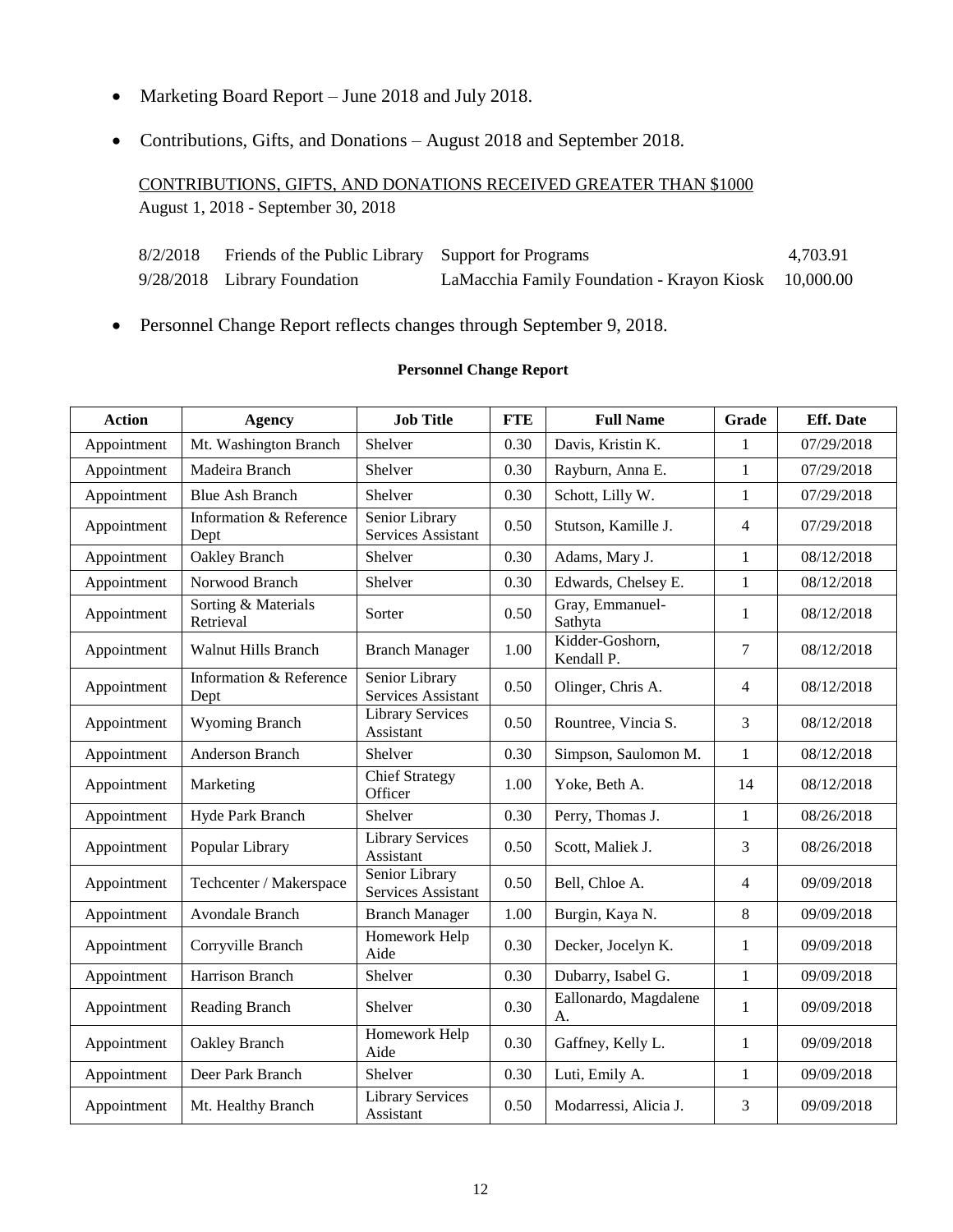- Marketing Board Report – June 2018 and July 2018.
- Contributions, Gifts, and Donations – August 2018 and September 2018.

CONTRIBUTIONS, GIFTS, AND DONATIONS RECEIVED GREATER THAN $1000
August 1, 2018 - September 30, 2018

| | | | |
|---|---|---|---|
| 8/2/2018 | Friends of the Public Library | Support for Programs | 4,703.91 |
| 9/28/2018 | Library Foundation | LaMacchia Family Foundation - Krayon Kiosk | 10,000.00 |

- Personnel Change Report reflects changes through September 9, 2018.

**Personnel Change Report**

| Action | Agency | Job Title | FTE | Full Name | Grade | Eff. Date |
|---|---|---|---|---|---|---|
| Appointment | Mt. Washington Branch | Shelver | 0.30 | Davis, Kristin K. | 1 | 07/29/2018 |
| Appointment | Madeira Branch | Shelver | 0.30 | Rayburn, Anna E. | 1 | 07/29/2018 |
| Appointment | Blue Ash Branch | Shelver | 0.30 | Schott, Lilly W. | 1 | 07/29/2018 |
| Appointment | Information & Reference Dept | Senior Library Services Assistant | 0.50 | Stutson, Kamille J. | 4 | 07/29/2018 |
| Appointment | Oakley Branch | Shelver | 0.30 | Adams, Mary J. | 1 | 08/12/2018 |
| Appointment | Norwood Branch | Shelver | 0.30 | Edwards, Chelsey E. | 1 | 08/12/2018 |
| Appointment | Sorting & Materials Retrieval | Sorter | 0.50 | Gray, Emmanuel-Sathyta | 1 | 08/12/2018 |
| Appointment | Walnut Hills Branch | Branch Manager | 1.00 | Kidder-Goshorn, Kendall P. | 7 | 08/12/2018 |
| Appointment | Information & Reference Dept | Senior Library Services Assistant | 0.50 | Olinger, Chris A. | 4 | 08/12/2018 |
| Appointment | Wyoming Branch | Library Services Assistant | 0.50 | Rountree, Vincia S. | 3 | 08/12/2018 |
| Appointment | Anderson Branch | Shelver | 0.30 | Simpson, Saulomon M. | 1 | 08/12/2018 |
| Appointment | Marketing | Chief Strategy Officer | 1.00 | Yoke, Beth A. | 14 | 08/12/2018 |
| Appointment | Hyde Park Branch | Shelver | 0.30 | Perry, Thomas J. | 1 | 08/26/2018 |
| Appointment | Popular Library | Library Services Assistant | 0.50 | Scott, Maliek J. | 3 | 08/26/2018 |
| Appointment | Techcenter / Makerspace | Senior Library Services Assistant | 0.50 | Bell, Chloe A. | 4 | 09/09/2018 |
| Appointment | Avondale Branch | Branch Manager | 1.00 | Burgin, Kaya N. | 8 | 09/09/2018 |
| Appointment | Corryville Branch | Homework Help Aide | 0.30 | Decker, Jocelyn K. | 1 | 09/09/2018 |
| Appointment | Harrison Branch | Shelver | 0.30 | Dubarry, Isabel G. | 1 | 09/09/2018 |
| Appointment | Reading Branch | Shelver | 0.30 | Eallonardo, Magdalene A. | 1 | 09/09/2018 |
| Appointment | Oakley Branch | Homework Help Aide | 0.30 | Gaffney, Kelly L. | 1 | 09/09/2018 |
| Appointment | Deer Park Branch | Shelver | 0.30 | Luti, Emily A. | 1 | 09/09/2018 |
| Appointment | Mt. Healthy Branch | Library Services Assistant | 0.50 | Modarressi, Alicia J. | 3 | 09/09/2018 |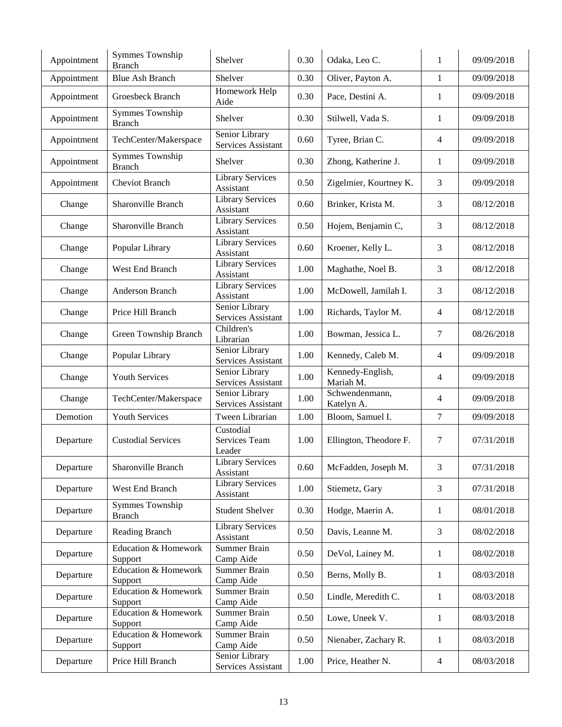| Appointment | Symmes Township Branch | Shelver | 0.30 | Odaka, Leo C. | 1 | 09/09/2018 |
|---|---|---|---|---|---|---|
| Appointment | Blue Ash Branch | Shelver | 0.30 | Oliver, Payton A. | 1 | 09/09/2018 |
| Appointment | Groesbeck Branch | Homework Help Aide | 0.30 | Pace, Destini A. | 1 | 09/09/2018 |
| Appointment | Symmes Township Branch | Shelver | 0.30 | Stilwell, Vada S. | 1 | 09/09/2018 |
| Appointment | TechCenter/Makerspace | Senior Library Services Assistant | 0.60 | Tyree, Brian C. | 4 | 09/09/2018 |
| Appointment | Symmes Township Branch | Shelver | 0.30 | Zhong, Katherine J. | 1 | 09/09/2018 |
| Appointment | Cheviot Branch | Library Services Assistant | 0.50 | Zigelmier, Kourtney K. | 3 | 09/09/2018 |
| Change | Sharonville Branch | Library Services Assistant | 0.60 | Brinker, Krista M. | 3 | 08/12/2018 |
| Change | Sharonville Branch | Library Services Assistant | 0.50 | Hojem, Benjamin C, | 3 | 08/12/2018 |
| Change | Popular Library | Library Services Assistant | 0.60 | Kroener, Kelly L. | 3 | 08/12/2018 |
| Change | West End Branch | Library Services Assistant | 1.00 | Maghathe, Noel B. | 3 | 08/12/2018 |
| Change | Anderson Branch | Library Services Assistant | 1.00 | McDowell, Jamilah I. | 3 | 08/12/2018 |
| Change | Price Hill Branch | Senior Library Services Assistant | 1.00 | Richards, Taylor M. | 4 | 08/12/2018 |
| Change | Green Township Branch | Children's Librarian | 1.00 | Bowman, Jessica L. | 7 | 08/26/2018 |
| Change | Popular Library | Senior Library Services Assistant | 1.00 | Kennedy, Caleb M. | 4 | 09/09/2018 |
| Change | Youth Services | Senior Library Services Assistant | 1.00 | Kennedy-English, Mariah M. | 4 | 09/09/2018 |
| Change | TechCenter/Makerspace | Senior Library Services Assistant | 1.00 | Schwendenmann, Katelyn A. | 4 | 09/09/2018 |
| Demotion | Youth Services | Tween Librarian | 1.00 | Bloom, Samuel I. | 7 | 09/09/2018 |
| Departure | Custodial Services | Custodial Services Team Leader | 1.00 | Ellington, Theodore F. | 7 | 07/31/2018 |
| Departure | Sharonville Branch | Library Services Assistant | 0.60 | McFadden, Joseph M. | 3 | 07/31/2018 |
| Departure | West End Branch | Library Services Assistant | 1.00 | Stiemetz, Gary | 3 | 07/31/2018 |
| Departure | Symmes Township Branch | Student Shelver | 0.30 | Hodge, Maerin A. | 1 | 08/01/2018 |
| Departure | Reading Branch | Library Services Assistant | 0.50 | Davis, Leanne M. | 3 | 08/02/2018 |
| Departure | Education & Homework Support | Summer Brain Camp Aide | 0.50 | DeVol, Lainey M. | 1 | 08/02/2018 |
| Departure | Education & Homework Support | Summer Brain Camp Aide | 0.50 | Berns, Molly B. | 1 | 08/03/2018 |
| Departure | Education & Homework Support | Summer Brain Camp Aide | 0.50 | Lindle, Meredith C. | 1 | 08/03/2018 |
| Departure | Education & Homework Support | Summer Brain Camp Aide | 0.50 | Lowe, Uneek V. | 1 | 08/03/2018 |
| Departure | Education & Homework Support | Summer Brain Camp Aide | 0.50 | Nienaber, Zachary R. | 1 | 08/03/2018 |
| Departure | Price Hill Branch | Senior Library Services Assistant | 1.00 | Price, Heather N. | 4 | 08/03/2018 |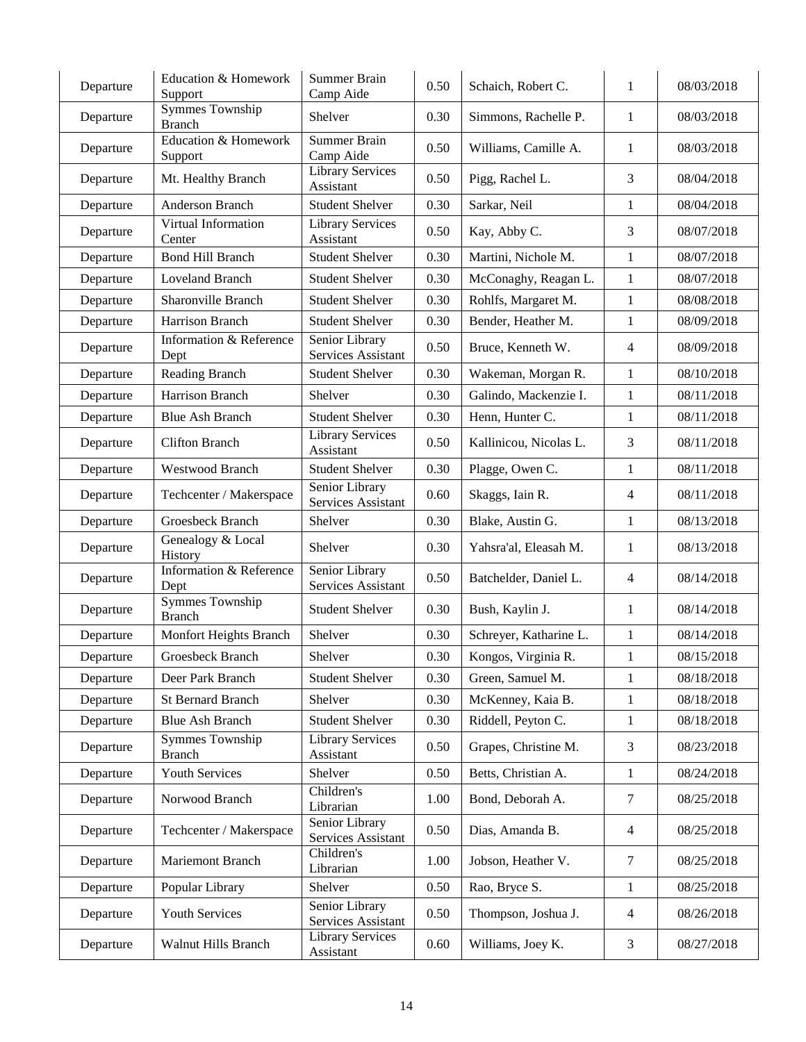| Departure | Education & Homework Support | Summer Brain Camp Aide | 0.50 | Schaich, Robert C. | 1 | 08/03/2018 |
|---|---|---|---|---|---|---|
| Departure | Symmes Township Branch | Shelver | 0.30 | Simmons, Rachelle P. | 1 | 08/03/2018 |
| Departure | Education & Homework Support | Summer Brain Camp Aide | 0.50 | Williams, Camille A. | 1 | 08/03/2018 |
| Departure | Mt. Healthy Branch | Library Services Assistant | 0.50 | Pigg, Rachel L. | 3 | 08/04/2018 |
| Departure | Anderson Branch | Student Shelver | 0.30 | Sarkar, Neil | 1 | 08/04/2018 |
| Departure | Virtual Information Center | Library Services Assistant | 0.50 | Kay, Abby C. | 3 | 08/07/2018 |
| Departure | Bond Hill Branch | Student Shelver | 0.30 | Martini, Nichole M. | 1 | 08/07/2018 |
| Departure | Loveland Branch | Student Shelver | 0.30 | McConaghy, Reagan L. | 1 | 08/07/2018 |
| Departure | Sharonville Branch | Student Shelver | 0.30 | Rohlfs, Margaret M. | 1 | 08/08/2018 |
| Departure | Harrison Branch | Student Shelver | 0.30 | Bender, Heather M. | 1 | 08/09/2018 |
| Departure | Information & Reference Dept | Senior Library Services Assistant | 0.50 | Bruce, Kenneth W. | 4 | 08/09/2018 |
| Departure | Reading Branch | Student Shelver | 0.30 | Wakeman, Morgan R. | 1 | 08/10/2018 |
| Departure | Harrison Branch | Shelver | 0.30 | Galindo, Mackenzie I. | 1 | 08/11/2018 |
| Departure | Blue Ash Branch | Student Shelver | 0.30 | Henn, Hunter C. | 1 | 08/11/2018 |
| Departure | Clifton Branch | Library Services Assistant | 0.50 | Kallinicou, Nicolas L. | 3 | 08/11/2018 |
| Departure | Westwood Branch | Student Shelver | 0.30 | Plagge, Owen C. | 1 | 08/11/2018 |
| Departure | Techcenter / Makerspace | Senior Library Services Assistant | 0.60 | Skaggs, Iain R. | 4 | 08/11/2018 |
| Departure | Groesbeck Branch | Shelver | 0.30 | Blake, Austin G. | 1 | 08/13/2018 |
| Departure | Genealogy & Local History | Shelver | 0.30 | Yahsra'al, Eleasah M. | 1 | 08/13/2018 |
| Departure | Information & Reference Dept | Senior Library Services Assistant | 0.50 | Batchelder, Daniel L. | 4 | 08/14/2018 |
| Departure | Symmes Township Branch | Student Shelver | 0.30 | Bush, Kaylin J. | 1 | 08/14/2018 |
| Departure | Monfort Heights Branch | Shelver | 0.30 | Schreyer, Katharine L. | 1 | 08/14/2018 |
| Departure | Groesbeck Branch | Shelver | 0.30 | Kongos, Virginia R. | 1 | 08/15/2018 |
| Departure | Deer Park Branch | Student Shelver | 0.30 | Green, Samuel M. | 1 | 08/18/2018 |
| Departure | St Bernard Branch | Shelver | 0.30 | McKenney, Kaia B. | 1 | 08/18/2018 |
| Departure | Blue Ash Branch | Student Shelver | 0.30 | Riddell, Peyton C. | 1 | 08/18/2018 |
| Departure | Symmes Township Branch | Library Services Assistant | 0.50 | Grapes, Christine M. | 3 | 08/23/2018 |
| Departure | Youth Services | Shelver | 0.50 | Betts, Christian A. | 1 | 08/24/2018 |
| Departure | Norwood Branch | Children's Librarian | 1.00 | Bond, Deborah A. | 7 | 08/25/2018 |
| Departure | Techcenter / Makerspace | Senior Library Services Assistant | 0.50 | Dias, Amanda B. | 4 | 08/25/2018 |
| Departure | Mariemont Branch | Children's Librarian | 1.00 | Jobson, Heather V. | 7 | 08/25/2018 |
| Departure | Popular Library | Shelver | 0.50 | Rao, Bryce S. | 1 | 08/25/2018 |
| Departure | Youth Services | Senior Library Services Assistant | 0.50 | Thompson, Joshua J. | 4 | 08/26/2018 |
| Departure | Walnut Hills Branch | Library Services Assistant | 0.60 | Williams, Joey K. | 3 | 08/27/2018 |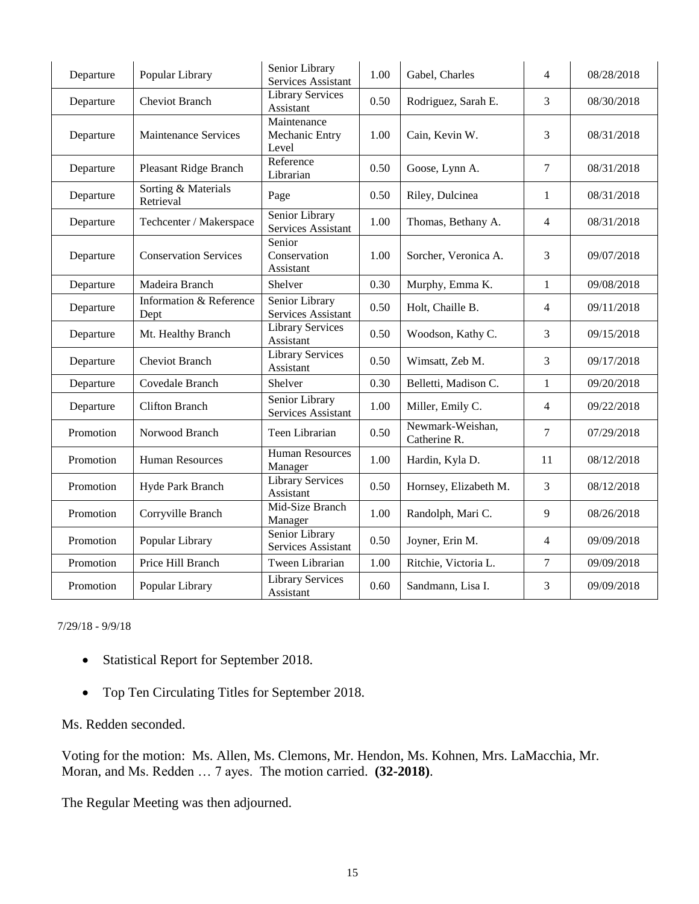| Departure | Popular Library | Senior Library Services Assistant | 1.00 | Gabel, Charles | 4 | 08/28/2018 |
|---|---|---|---|---|---|---|
| Departure | Cheviot Branch | Library Services Assistant | 0.50 | Rodriguez, Sarah E. | 3 | 08/30/2018 |
| Departure | Maintenance Services | Maintenance Mechanic Entry Level | 1.00 | Cain, Kevin W. | 3 | 08/31/2018 |
| Departure | Pleasant Ridge Branch | Reference Librarian | 0.50 | Goose, Lynn A. | 7 | 08/31/2018 |
| Departure | Sorting & Materials Retrieval | Page | 0.50 | Riley, Dulcinea | 1 | 08/31/2018 |
| Departure | Techcenter / Makerspace | Senior Library Services Assistant | 1.00 | Thomas, Bethany A. | 4 | 08/31/2018 |
| Departure | Conservation Services | Senior Conservation Assistant | 1.00 | Sorcher, Veronica A. | 3 | 09/07/2018 |
| Departure | Madeira Branch | Shelver | 0.30 | Murphy, Emma K. | 1 | 09/08/2018 |
| Departure | Information & Reference Dept | Senior Library Services Assistant | 0.50 | Holt, Chaille B. | 4 | 09/11/2018 |
| Departure | Mt. Healthy Branch | Library Services Assistant | 0.50 | Woodson, Kathy C. | 3 | 09/15/2018 |
| Departure | Cheviot Branch | Library Services Assistant | 0.50 | Wimsatt, Zeb M. | 3 | 09/17/2018 |
| Departure | Covedale Branch | Shelver | 0.30 | Belletti, Madison C. | 1 | 09/20/2018 |
| Departure | Clifton Branch | Senior Library Services Assistant | 1.00 | Miller, Emily C. | 4 | 09/22/2018 |
| Promotion | Norwood Branch | Teen Librarian | 0.50 | Newmark-Weishan, Catherine R. | 7 | 07/29/2018 |
| Promotion | Human Resources | Human Resources Manager | 1.00 | Hardin, Kyla D. | 11 | 08/12/2018 |
| Promotion | Hyde Park Branch | Library Services Assistant | 0.50 | Hornsey, Elizabeth M. | 3 | 08/12/2018 |
| Promotion | Corryville Branch | Mid-Size Branch Manager | 1.00 | Randolph, Mari C. | 9 | 08/26/2018 |
| Promotion | Popular Library | Senior Library Services Assistant | 0.50 | Joyner, Erin M. | 4 | 09/09/2018 |
| Promotion | Price Hill Branch | Tween Librarian | 1.00 | Ritchie, Victoria L. | 7 | 09/09/2018 |
| Promotion | Popular Library | Library Services Assistant | 0.60 | Sandmann, Lisa I. | 3 | 09/09/2018 |

7/29/18 - 9/9/18

- Statistical Report for September 2018.
- Top Ten Circulating Titles for September 2018.

Ms. Redden seconded.

Voting for the motion: Ms. Allen, Ms. Clemons, Mr. Hendon, Ms. Kohnen, Mrs. LaMacchia, Mr. Moran, and Ms. Redden … 7 ayes. The motion carried. **(32-2018)**.

The Regular Meeting was then adjourned.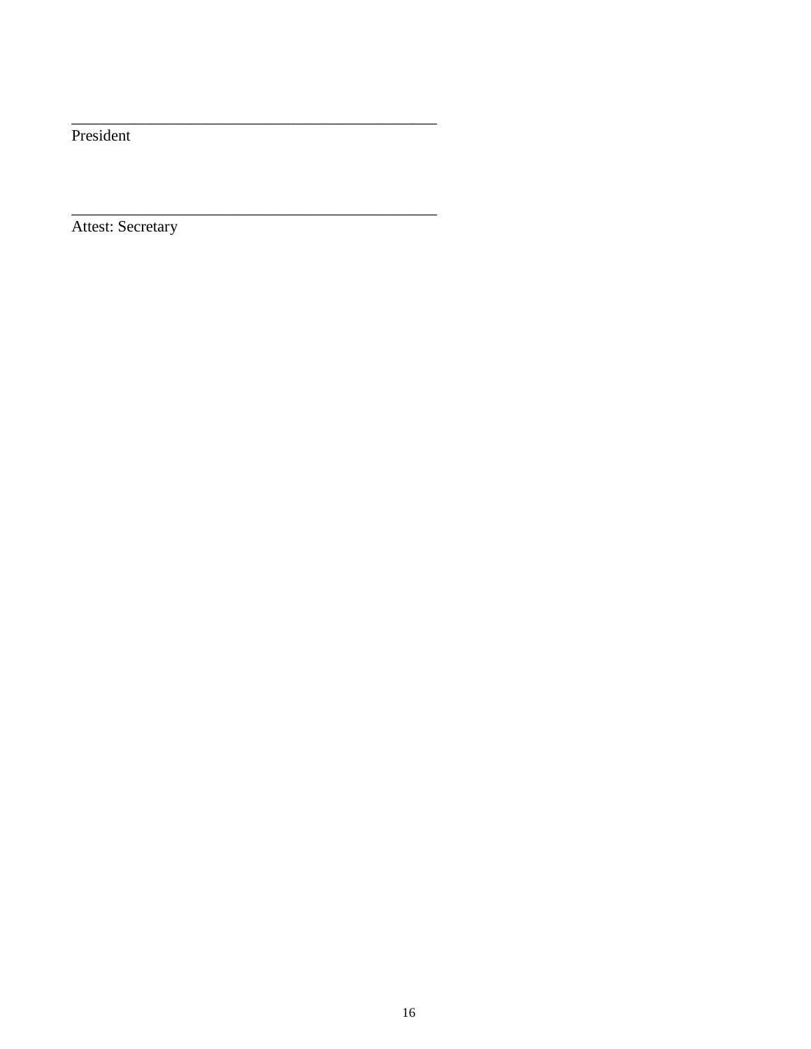_______________________________________________
President

_______________________________________________
Attest: Secretary